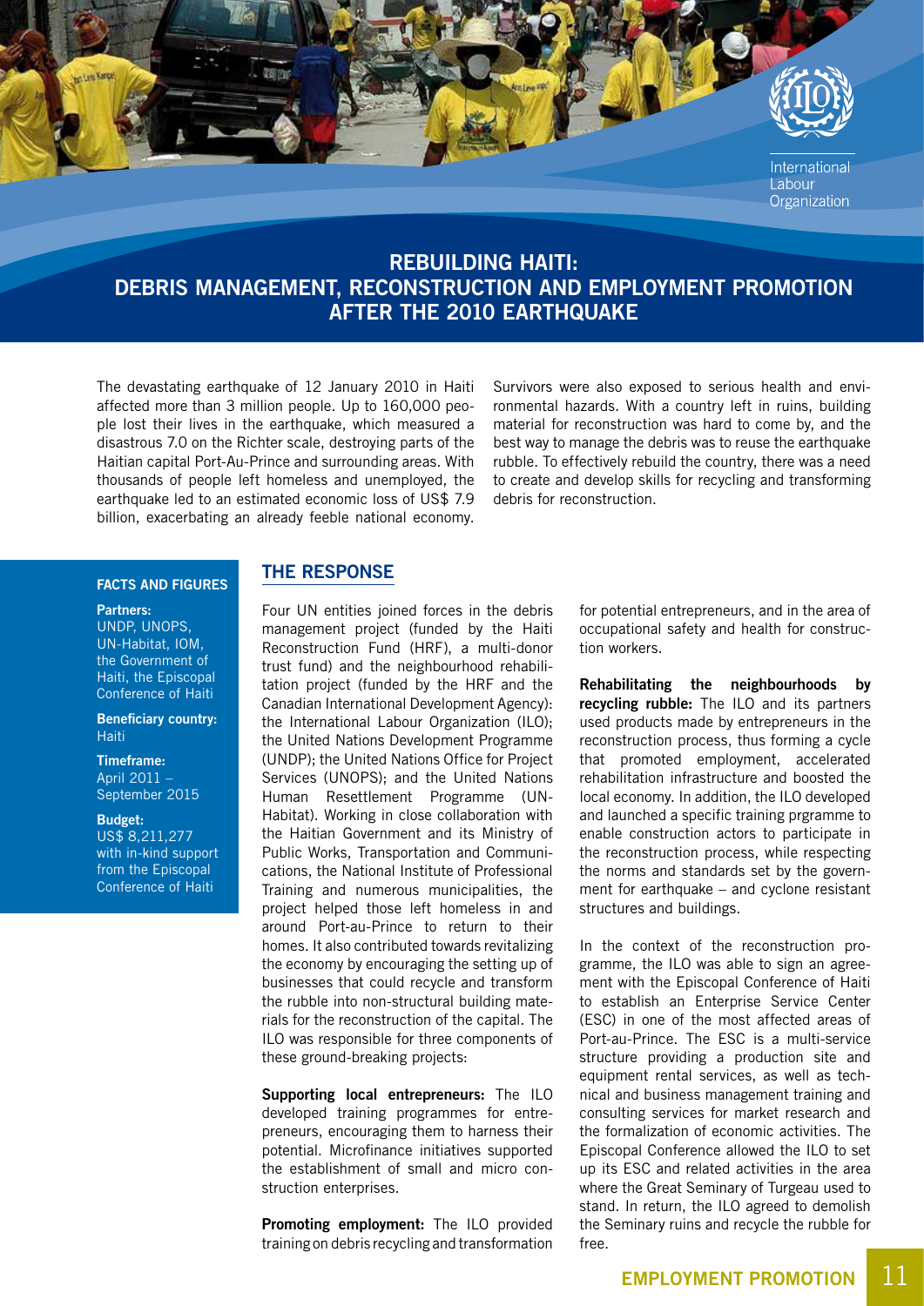# REBUILDING HAITI: DEBRIS MANAGEMENT, RECONSTRUCTION AND EMPLOYMENT PROMOTION AFTER THE 2010 EARTHQUAKE

The devastating earthquake of 12 January 2010 in Haiti affected more than 3 million people. Up to 160,000 people lost their lives in the earthquake, which measured a disastrous 7.0 on the Richter scale, destroying parts of the Haitian capital Port-Au-Prince and surrounding areas. With thousands of people left homeless and unemployed, the earthquake led to an estimated economic loss of US$ 7.9 billion, exacerbating an already feeble national economy. Survivors were also exposed to serious health and environmental hazards. With a country left in ruins, building material for reconstruction was hard to come by, and the best way to manage the debris was to reuse the earthquake rubble. To effectively rebuild the country, there was a need to create and develop skills for recycling and transforming debris for reconstruction.

### FACTS AND FIGURES

**Partners:**
UNDP, UNOPS, UN-Habitat, IOM, the Government of Haiti, the Episcopal Conference of Haiti

**Beneficiary country:**
Haiti

**Timeframe:**
April 2011 – September 2015

**Budget:**
US$ 8,211,277 with in-kind support from the Episcopal Conference of Haiti

## THE RESPONSE

Four UN entities joined forces in the debris management project (funded by the Haiti Reconstruction Fund (HRF), a multi-donor trust fund) and the neighbourhood rehabilitation project (funded by the HRF and the Canadian International Development Agency): the International Labour Organization (ILO); the United Nations Development Programme (UNDP); the United Nations Office for Project Services (UNOPS); and the United Nations Human Resettlement Programme (UN-Habitat). Working in close collaboration with the Haitian Government and its Ministry of Public Works, Transportation and Communications, the National Institute of Professional Training and numerous municipalities, the project helped those left homeless in and around Port-au-Prince to return to their homes. It also contributed towards revitalizing the economy by encouraging the setting up of businesses that could recycle and transform the rubble into non-structural building materials for the reconstruction of the capital. The ILO was responsible for three components of these ground-breaking projects:

**Supporting local entrepreneurs:** The ILO developed training programmes for entrepreneurs, encouraging them to harness their potential. Microfinance initiatives supported the establishment of small and micro construction enterprises.

**Promoting employment:** The ILO provided training on debris recycling and transformation for potential entrepreneurs, and in the area of occupational safety and health for construction workers.

**Rehabilitating the neighbourhoods by recycling rubble:** The ILO and its partners used products made by entrepreneurs in the reconstruction process, thus forming a cycle that promoted employment, accelerated rehabilitation infrastructure and boosted the local economy. In addition, the ILO developed and launched a specific training prgramme to enable construction actors to participate in the reconstruction process, while respecting the norms and standards set by the government for earthquake – and cyclone resistant structures and buildings.

In the context of the reconstruction programme, the ILO was able to sign an agreement with the Episcopal Conference of Haiti to establish an Enterprise Service Center (ESC) in one of the most affected areas of Port-au-Prince. The ESC is a multi-service structure providing a production site and equipment rental services, as well as technical and business management training and consulting services for market research and the formalization of economic activities. The Episcopal Conference allowed the ILO to set up its ESC and related activities in the area where the Great Seminary of Turgeau used to stand. In return, the ILO agreed to demolish the Seminary ruins and recycle the rubble for free.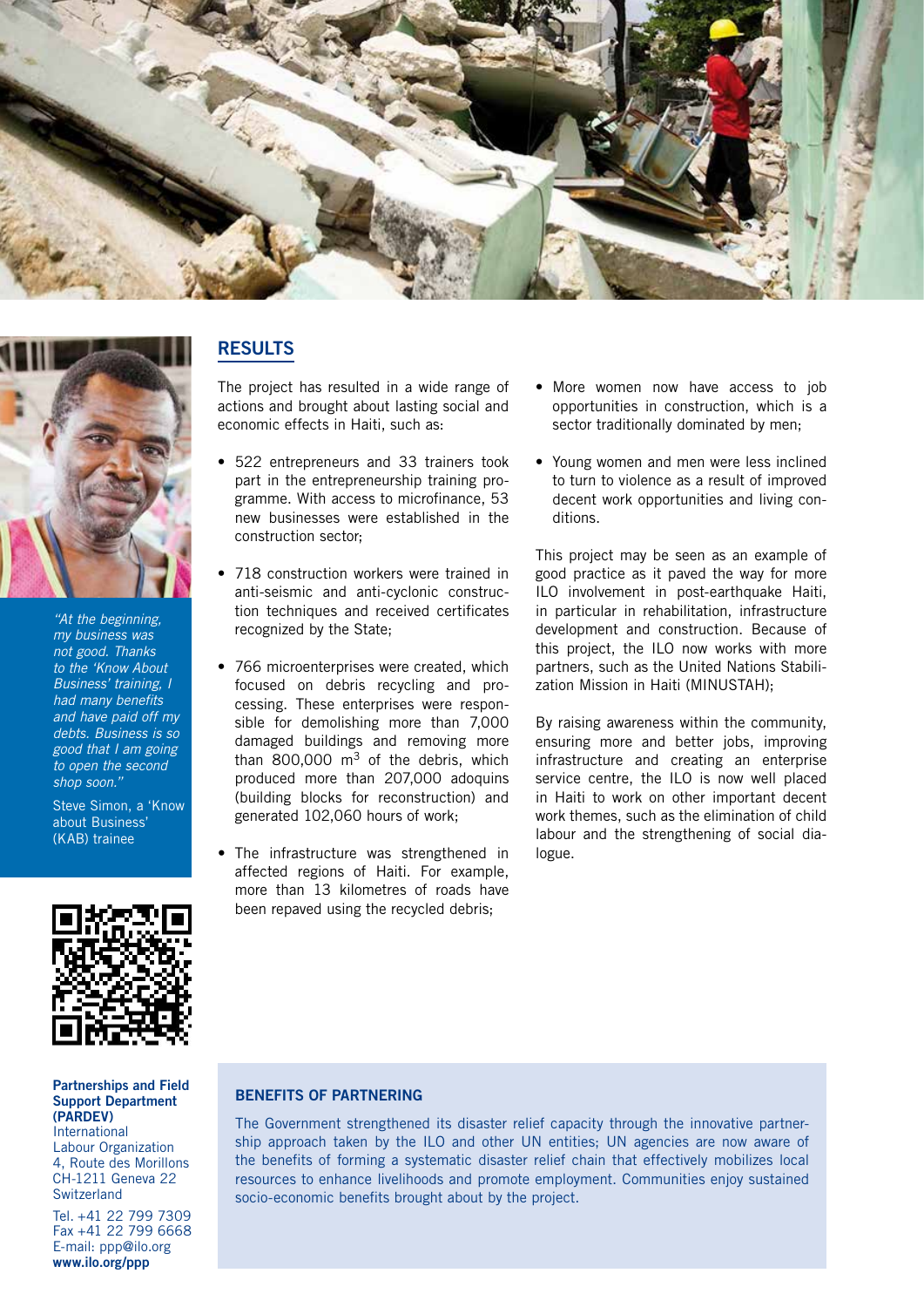## RESULTS

The project has resulted in a wide range of actions and brought about lasting social and economic effects in Haiti, such as:

- 522 entrepreneurs and 33 trainers took part in the entrepreneurship training programme. With access to microfinance, 53 new businesses were established in the construction sector;
- 718 construction workers were trained in anti-seismic and anti-cyclonic construction techniques and received certificates recognized by the State;
- 766 microenterprises were created, which focused on debris recycling and processing. These enterprises were responsible for demolishing more than 7,000 damaged buildings and removing more than 800,000 $m^3$ of the debris, which produced more than 207,000 adoquins (building blocks for reconstruction) and generated 102,060 hours of work;
- The infrastructure was strengthened in affected regions of Haiti. For example, more than 13 kilometres of roads have been repaved using the recycled debris;
- More women now have access to job opportunities in construction, which is a sector traditionally dominated by men;
- Young women and men were less inclined to turn to violence as a result of improved decent work opportunities and living conditions.

This project may be seen as an example of good practice as it paved the way for more ILO involvement in post-earthquake Haiti, in particular in rehabilitation, infrastructure development and construction. Because of this project, the ILO now works with more partners, such as the United Nations Stabilization Mission in Haiti (MINUSTAH);

By raising awareness within the community, ensuring more and better jobs, improving infrastructure and creating an enterprise service centre, the ILO is now well placed in Haiti to work on other important decent work themes, such as the elimination of child labour and the strengthening of social dialogue.

*"At the beginning, my business was not good. Thanks to the 'Know About Business' training, I had many benefits and have paid off my debts. Business is so good that I am going to open the second shop soon."*

Steve Simon, a 'Know about Business' (KAB) trainee

### BENEFITS OF PARTNERING

The Government strengthened its disaster relief capacity through the innovative partnership approach taken by the ILO and other UN entities; UN agencies are now aware of the benefits of forming a systematic disaster relief chain that effectively mobilizes local resources to enhance livelihoods and promote employment. Communities enjoy sustained socio-economic benefits brought about by the project.

**Partnerships and Field Support Department (PARDEV)**
International Labour Organization
4, Route des Morillons
CH-1211 Geneva 22
Switzerland

Tel. +41 22 799 7309
Fax +41 22 799 6668
E-mail: ppp@ilo.org
**www.ilo.org/ppp**